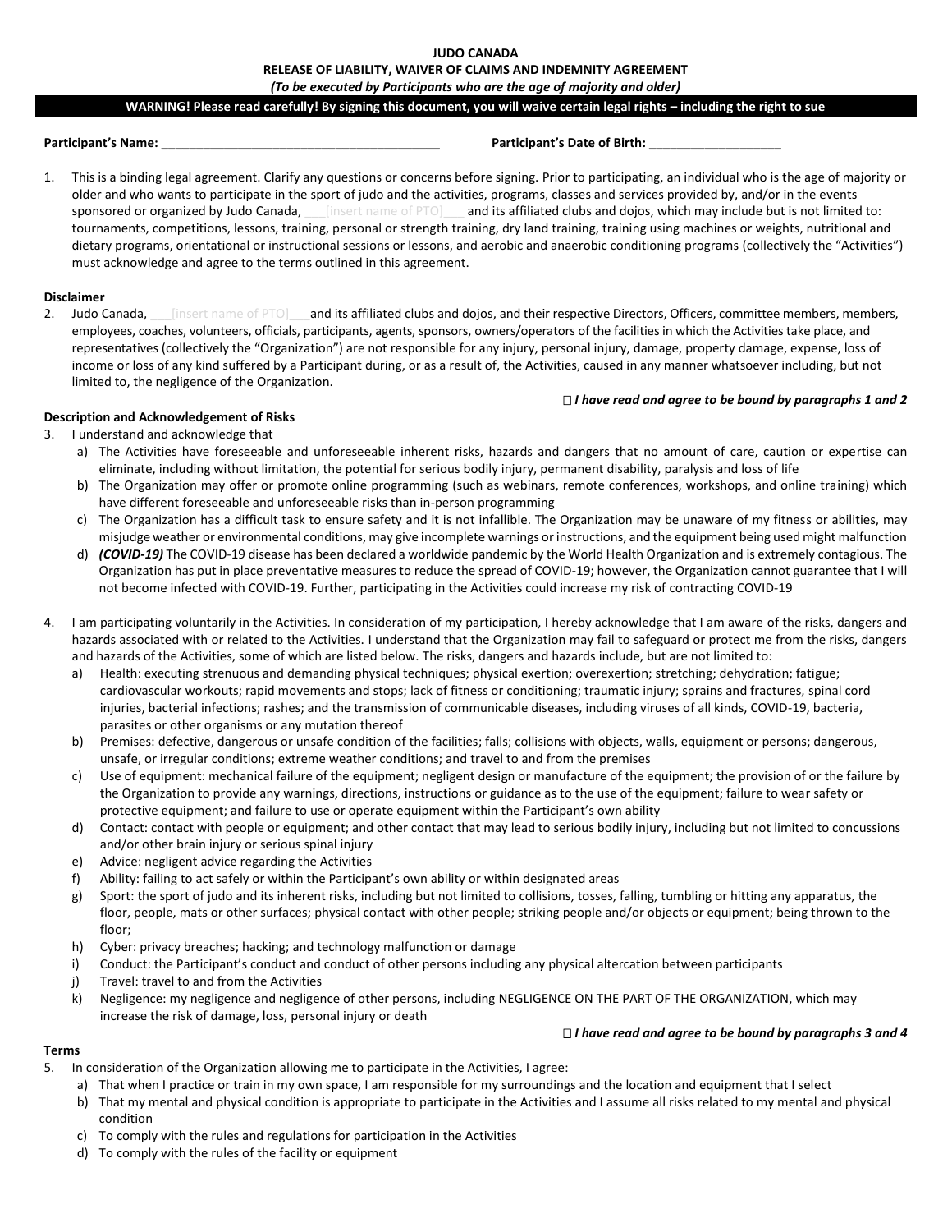**JUDO CANADA**

**RELEASE OF LIABILITY, WAIVER OF CLAIMS AND INDEMNITY AGREEMENT**

***(To be executed by Participants who are the age of majority and older)***

**WARNING! Please read carefully! By signing this document, you will waive certain legal rights – including the right to sue**

**Participant's Name: \_\_\_\_\_\_\_\_\_\_\_\_\_\_\_\_\_\_\_\_\_\_\_\_\_\_\_\_\_\_\_\_\_\_\_\_\_\_\_\_** **Participant's Date of Birth: \_\_\_\_\_\_\_\_\_\_\_\_\_\_\_\_\_\_\_**

1. This is a binding legal agreement. Clarify any questions or concerns before signing. Prior to participating, an individual who is the age of majority or older and who wants to participate in the sport of judo and the activities, programs, classes and services provided by, and/or in the events sponsored or organized by Judo Canada, \_\_\_[insert name of PTO]\_\_\_ and its affiliated clubs and dojos, which may include but is not limited to: tournaments, competitions, lessons, training, personal or strength training, dry land training, training using machines or weights, nutritional and dietary programs, orientational or instructional sessions or lessons, and aerobic and anaerobic conditioning programs (collectively the "Activities") must acknowledge and agree to the terms outlined in this agreement.

**Disclaimer**

2. Judo Canada, \_\_\_[insert name of PTO]\_\_\_and its affiliated clubs and dojos, and their respective Directors, Officers, committee members, members, employees, coaches, volunteers, officials, participants, agents, sponsors, owners/operators of the facilities in which the Activities take place, and representatives (collectively the "Organization") are not responsible for any injury, personal injury, damage, property damage, expense, loss of income or loss of any kind suffered by a Participant during, or as a result of, the Activities, caused in any manner whatsoever including, but not limited to, the negligence of the Organization.

☐ ***I have read and agree to be bound by paragraphs 1 and 2***

**Description and Acknowledgement of Risks**

3. I understand and acknowledge that
   a) The Activities have foreseeable and unforeseeable inherent risks, hazards and dangers that no amount of care, caution or expertise can eliminate, including without limitation, the potential for serious bodily injury, permanent disability, paralysis and loss of life
   b) The Organization may offer or promote online programming (such as webinars, remote conferences, workshops, and online training) which have different foreseeable and unforeseeable risks than in-person programming
   c) The Organization has a difficult task to ensure safety and it is not infallible. The Organization may be unaware of my fitness or abilities, may misjudge weather or environmental conditions, may give incomplete warnings or instructions, and the equipment being used might malfunction
   d) ***(COVID-19)*** The COVID-19 disease has been declared a worldwide pandemic by the World Health Organization and is extremely contagious. The Organization has put in place preventative measures to reduce the spread of COVID-19; however, the Organization cannot guarantee that I will not become infected with COVID-19. Further, participating in the Activities could increase my risk of contracting COVID-19

4. I am participating voluntarily in the Activities. In consideration of my participation, I hereby acknowledge that I am aware of the risks, dangers and hazards associated with or related to the Activities. I understand that the Organization may fail to safeguard or protect me from the risks, dangers and hazards of the Activities, some of which are listed below. The risks, dangers and hazards include, but are not limited to:
   a) Health: executing strenuous and demanding physical techniques; physical exertion; overexertion; stretching; dehydration; fatigue; cardiovascular workouts; rapid movements and stops; lack of fitness or conditioning; traumatic injury; sprains and fractures, spinal cord injuries, bacterial infections; rashes; and the transmission of communicable diseases, including viruses of all kinds, COVID-19, bacteria, parasites or other organisms or any mutation thereof
   b) Premises: defective, dangerous or unsafe condition of the facilities; falls; collisions with objects, walls, equipment or persons; dangerous, unsafe, or irregular conditions; extreme weather conditions; and travel to and from the premises
   c) Use of equipment: mechanical failure of the equipment; negligent design or manufacture of the equipment; the provision of or the failure by the Organization to provide any warnings, directions, instructions or guidance as to the use of the equipment; failure to wear safety or protective equipment; and failure to use or operate equipment within the Participant's own ability
   d) Contact: contact with people or equipment; and other contact that may lead to serious bodily injury, including but not limited to concussions and/or other brain injury or serious spinal injury
   e) Advice: negligent advice regarding the Activities
   f) Ability: failing to act safely or within the Participant's own ability or within designated areas
   g) Sport: the sport of judo and its inherent risks, including but not limited to collisions, tosses, falling, tumbling or hitting any apparatus, the floor, people, mats or other surfaces; physical contact with other people; striking people and/or objects or equipment; being thrown to the floor;
   h) Cyber: privacy breaches; hacking; and technology malfunction or damage
   i) Conduct: the Participant's conduct and conduct of other persons including any physical altercation between participants
   j) Travel: travel to and from the Activities
   k) Negligence: my negligence and negligence of other persons, including NEGLIGENCE ON THE PART OF THE ORGANIZATION, which may increase the risk of damage, loss, personal injury or death

☐ ***I have read and agree to be bound by paragraphs 3 and 4***

**Terms**

5. In consideration of the Organization allowing me to participate in the Activities, I agree:
   a) That when I practice or train in my own space, I am responsible for my surroundings and the location and equipment that I select
   b) That my mental and physical condition is appropriate to participate in the Activities and I assume all risks related to my mental and physical condition
   c) To comply with the rules and regulations for participation in the Activities
   d) To comply with the rules of the facility or equipment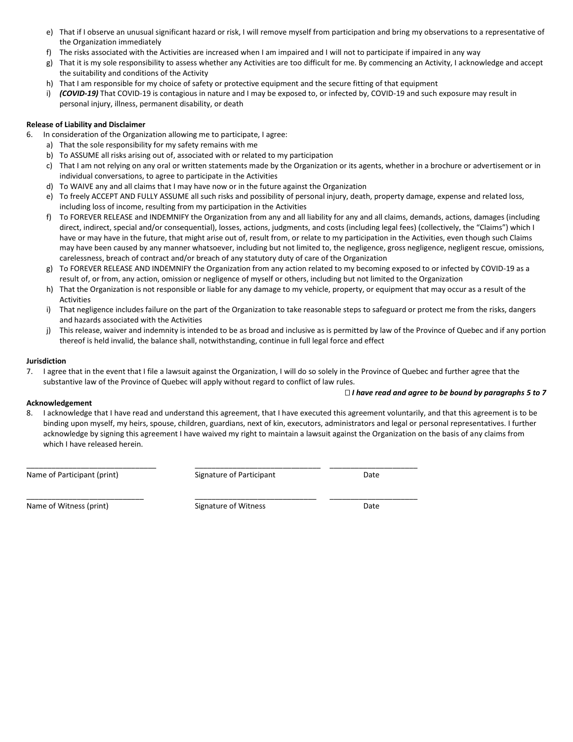e) That if I observe an unusual significant hazard or risk, I will remove myself from participation and bring my observations to a representative of the Organization immediately
f) The risks associated with the Activities are increased when I am impaired and I will not to participate if impaired in any way
g) That it is my sole responsibility to assess whether any Activities are too difficult for me. By commencing an Activity, I acknowledge and accept the suitability and conditions of the Activity
h) That I am responsible for my choice of safety or protective equipment and the secure fitting of that equipment
i) ***(COVID-19)*** That COVID-19 is contagious in nature and I may be exposed to, or infected by, COVID-19 and such exposure may result in personal injury, illness, permanent disability, or death

**Release of Liability and Disclaimer**

6. In consideration of the Organization allowing me to participate, I agree:
   a) That the sole responsibility for my safety remains with me
   b) To ASSUME all risks arising out of, associated with or related to my participation
   c) That I am not relying on any oral or written statements made by the Organization or its agents, whether in a brochure or advertisement or in individual conversations, to agree to participate in the Activities
   d) To WAIVE any and all claims that I may have now or in the future against the Organization
   e) To freely ACCEPT AND FULLY ASSUME all such risks and possibility of personal injury, death, property damage, expense and related loss, including loss of income, resulting from my participation in the Activities
   f) To FOREVER RELEASE and INDEMNIFY the Organization from any and all liability for any and all claims, demands, actions, damages (including direct, indirect, special and/or consequential), losses, actions, judgments, and costs (including legal fees) (collectively, the "Claims") which I have or may have in the future, that might arise out of, result from, or relate to my participation in the Activities, even though such Claims may have been caused by any manner whatsoever, including but not limited to, the negligence, gross negligence, negligent rescue, omissions, carelessness, breach of contract and/or breach of any statutory duty of care of the Organization
   g) To FOREVER RELEASE AND INDEMNIFY the Organization from any action related to my becoming exposed to or infected by COVID-19 as a result of, or from, any action, omission or negligence of myself or others, including but not limited to the Organization
   h) That the Organization is not responsible or liable for any damage to my vehicle, property, or equipment that may occur as a result of the Activities
   i) That negligence includes failure on the part of the Organization to take reasonable steps to safeguard or protect me from the risks, dangers and hazards associated with the Activities
   j) This release, waiver and indemnity is intended to be as broad and inclusive as is permitted by law of the Province of Quebec and if any portion thereof is held invalid, the balance shall, notwithstanding, continue in full legal force and effect

**Jurisdiction**

7. I agree that in the event that I file a lawsuit against the Organization, I will do so solely in the Province of Quebec and further agree that the substantive law of the Province of Quebec will apply without regard to conflict of law rules.

☐ ***I have read and agree to be bound by paragraphs 5 to 7***

**Acknowledgement**

8. I acknowledge that I have read and understand this agreement, that I have executed this agreement voluntarily, and that this agreement is to be binding upon myself, my heirs, spouse, children, guardians, next of kin, executors, administrators and legal or personal representatives. I further acknowledge by signing this agreement I have waived my right to maintain a lawsuit against the Organization on the basis of any claims from which I have released herein.

_______________________________ _______________________________ ______________________

Name of Participant (print) Signature of Participant Date

_______________________________ _______________________________ ______________________

Name of Witness (print) Signature of Witness Date